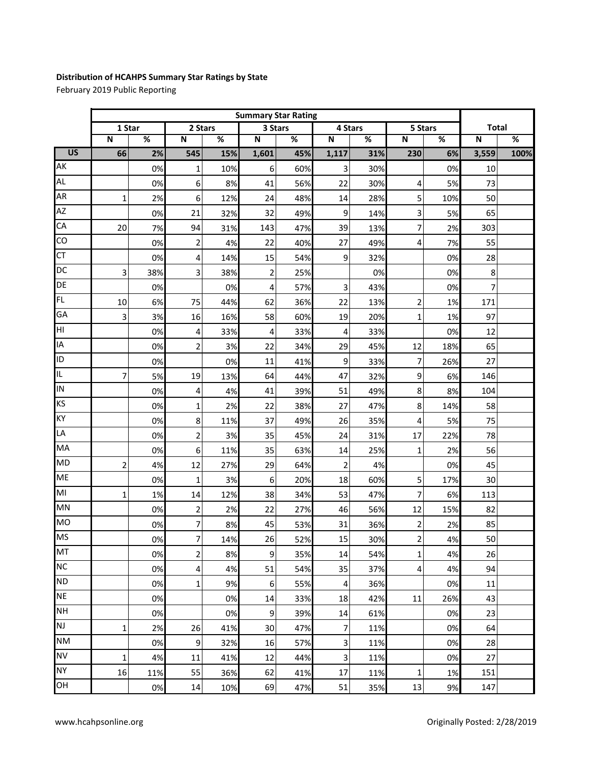**Distribution of HCAHPS Summary Star Ratings by State**

February 2019 Public Reporting

| | Summary Star Rating | | | | | | | | | | | |
|---|---|---|---|---|---|---|---|---|---|---|---|---|
| | 1 Star | | 2 Stars | | 3 Stars | | 4 Stars | | 5 Stars | | Total | |
| | N | % | N | % | N | % | N | % | N | % | N | % |
| **US** | **66** | **2%** | **545** | **15%** | **1,601** | **45%** | **1,117** | **31%** | **230** | **6%** | **3,559** | **100%** |
| AK | | 0% | 1 | 10% | 6 | 60% | 3 | 30% | | 0% | 10 | |
| AL | | 0% | 6 | 8% | 41 | 56% | 22 | 30% | 4 | 5% | 73 | |
| AR | 1 | 2% | 6 | 12% | 24 | 48% | 14 | 28% | 5 | 10% | 50 | |
| AZ | | 0% | 21 | 32% | 32 | 49% | 9 | 14% | 3 | 5% | 65 | |
| CA | 20 | 7% | 94 | 31% | 143 | 47% | 39 | 13% | 7 | 2% | 303 | |
| CO | | 0% | 2 | 4% | 22 | 40% | 27 | 49% | 4 | 7% | 55 | |
| CT | | 0% | 4 | 14% | 15 | 54% | 9 | 32% | | 0% | 28 | |
| DC | 3 | 38% | 3 | 38% | 2 | 25% | | 0% | | 0% | 8 | |
| DE | | 0% | | 0% | 4 | 57% | 3 | 43% | | 0% | 7 | |
| FL | 10 | 6% | 75 | 44% | 62 | 36% | 22 | 13% | 2 | 1% | 171 | |
| GA | 3 | 3% | 16 | 16% | 58 | 60% | 19 | 20% | 1 | 1% | 97 | |
| HI | | 0% | 4 | 33% | 4 | 33% | 4 | 33% | | 0% | 12 | |
| IA | | 0% | 2 | 3% | 22 | 34% | 29 | 45% | 12 | 18% | 65 | |
| ID | | 0% | | 0% | 11 | 41% | 9 | 33% | 7 | 26% | 27 | |
| IL | 7 | 5% | 19 | 13% | 64 | 44% | 47 | 32% | 9 | 6% | 146 | |
| IN | | 0% | 4 | 4% | 41 | 39% | 51 | 49% | 8 | 8% | 104 | |
| KS | | 0% | 1 | 2% | 22 | 38% | 27 | 47% | 8 | 14% | 58 | |
| KY | | 0% | 8 | 11% | 37 | 49% | 26 | 35% | 4 | 5% | 75 | |
| LA | | 0% | 2 | 3% | 35 | 45% | 24 | 31% | 17 | 22% | 78 | |
| MA | | 0% | 6 | 11% | 35 | 63% | 14 | 25% | 1 | 2% | 56 | |
| MD | 2 | 4% | 12 | 27% | 29 | 64% | 2 | 4% | | 0% | 45 | |
| ME | | 0% | 1 | 3% | 6 | 20% | 18 | 60% | 5 | 17% | 30 | |
| MI | 1 | 1% | 14 | 12% | 38 | 34% | 53 | 47% | 7 | 6% | 113 | |
| MN | | 0% | 2 | 2% | 22 | 27% | 46 | 56% | 12 | 15% | 82 | |
| MO | | 0% | 7 | 8% | 45 | 53% | 31 | 36% | 2 | 2% | 85 | |
| MS | | 0% | 7 | 14% | 26 | 52% | 15 | 30% | 2 | 4% | 50 | |
| MT | | 0% | 2 | 8% | 9 | 35% | 14 | 54% | 1 | 4% | 26 | |
| NC | | 0% | 4 | 4% | 51 | 54% | 35 | 37% | 4 | 4% | 94 | |
| ND | | 0% | 1 | 9% | 6 | 55% | 4 | 36% | | 0% | 11 | |
| NE | | 0% | | 0% | 14 | 33% | 18 | 42% | 11 | 26% | 43 | |
| NH | | 0% | | 0% | 9 | 39% | 14 | 61% | | 0% | 23 | |
| NJ | 1 | 2% | 26 | 41% | 30 | 47% | 7 | 11% | | 0% | 64 | |
| NM | | 0% | 9 | 32% | 16 | 57% | 3 | 11% | | 0% | 28 | |
| NV | 1 | 4% | 11 | 41% | 12 | 44% | 3 | 11% | | 0% | 27 | |
| NY | 16 | 11% | 55 | 36% | 62 | 41% | 17 | 11% | 1 | 1% | 151 | |
| OH | | 0% | 14 | 10% | 69 | 47% | 51 | 35% | 13 | 9% | 147 | |

www.hcahpsonline.org

Originally Posted: 2/28/2019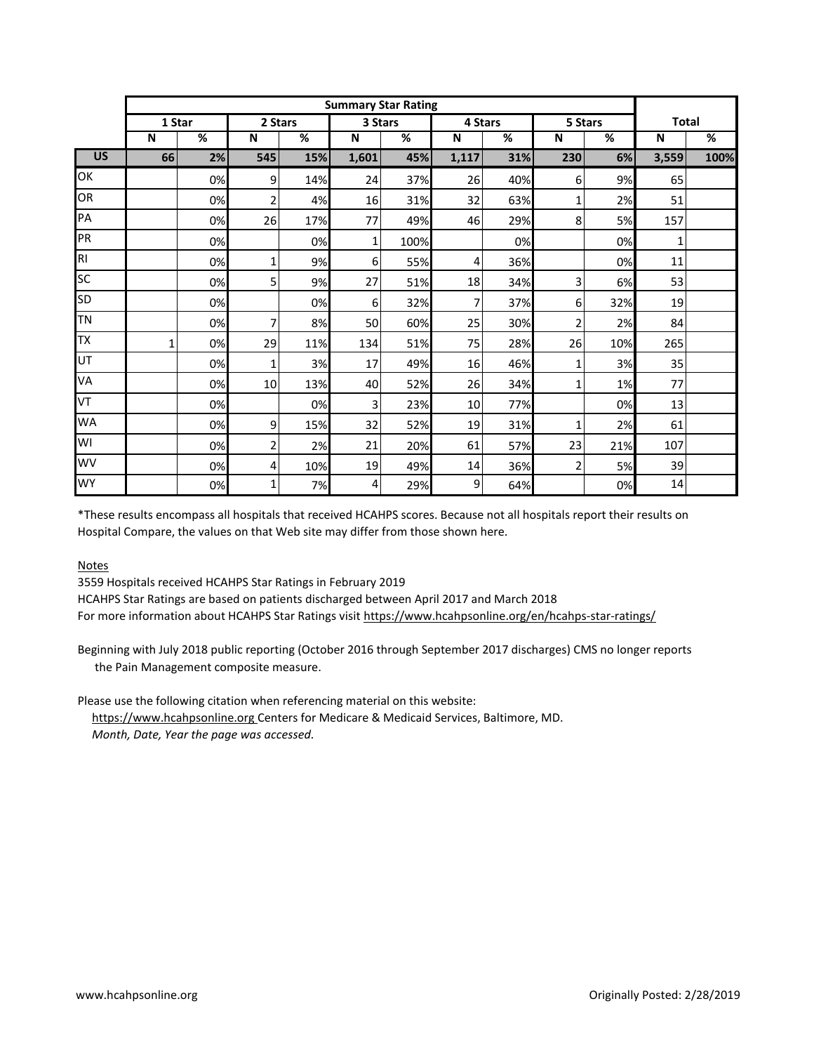| | Summary Star Rating | | | | | | | | | | | |
|---|---|---|---|---|---|---|---|---|---|---|---|---|
| | 1 Star | | 2 Stars | | 3 Stars | | 4 Stars | | 5 Stars | | Total | |
| | N | % | N | % | N | % | N | % | N | % | N | % |
| **US** | **66** | **2%** | **545** | **15%** | **1,601** | **45%** | **1,117** | **31%** | **230** | **6%** | **3,559** | **100%** |
| OK | | 0% | 9 | 14% | 24 | 37% | 26 | 40% | 6 | 9% | 65 | |
| OR | | 0% | 2 | 4% | 16 | 31% | 32 | 63% | 1 | 2% | 51 | |
| PA | | 0% | 26 | 17% | 77 | 49% | 46 | 29% | 8 | 5% | 157 | |
| PR | | 0% | | 0% | 1 | 100% | | 0% | | 0% | 1 | |
| RI | | 0% | 1 | 9% | 6 | 55% | 4 | 36% | | 0% | 11 | |
| SC | | 0% | 5 | 9% | 27 | 51% | 18 | 34% | 3 | 6% | 53 | |
| SD | | 0% | | 0% | 6 | 32% | 7 | 37% | 6 | 32% | 19 | |
| TN | | 0% | 7 | 8% | 50 | 60% | 25 | 30% | 2 | 2% | 84 | |
| TX | 1 | 0% | 29 | 11% | 134 | 51% | 75 | 28% | 26 | 10% | 265 | |
| UT | | 0% | 1 | 3% | 17 | 49% | 16 | 46% | 1 | 3% | 35 | |
| VA | | 0% | 10 | 13% | 40 | 52% | 26 | 34% | 1 | 1% | 77 | |
| VT | | 0% | | 0% | 3 | 23% | 10 | 77% | | 0% | 13 | |
| WA | | 0% | 9 | 15% | 32 | 52% | 19 | 31% | 1 | 2% | 61 | |
| WI | | 0% | 2 | 2% | 21 | 20% | 61 | 57% | 23 | 21% | 107 | |
| WV | | 0% | 4 | 10% | 19 | 49% | 14 | 36% | 2 | 5% | 39 | |
| WY | | 0% | 1 | 7% | 4 | 29% | 9 | 64% | | 0% | 14 | |

*These results encompass all hospitals that received HCAHPS scores. Because not all hospitals report their results on Hospital Compare, the values on that Web site may differ from those shown here.

Notes

3559 Hospitals received HCAHPS Star Ratings in February 2019

HCAHPS Star Ratings are based on patients discharged between April 2017 and March 2018

For more information about HCAHPS Star Ratings visit https://www.hcahpsonline.org/en/hcahps-star-ratings/

Beginning with July 2018 public reporting (October 2016 through September 2017 discharges) CMS no longer reports the Pain Management composite measure.

Please use the following citation when referencing material on this website:

https://www.hcahpsonline.org Centers for Medicare & Medicaid Services, Baltimore, MD.

*Month, Date, Year the page was accessed.*

www.hcahpsonline.org

Originally Posted: 2/28/2019